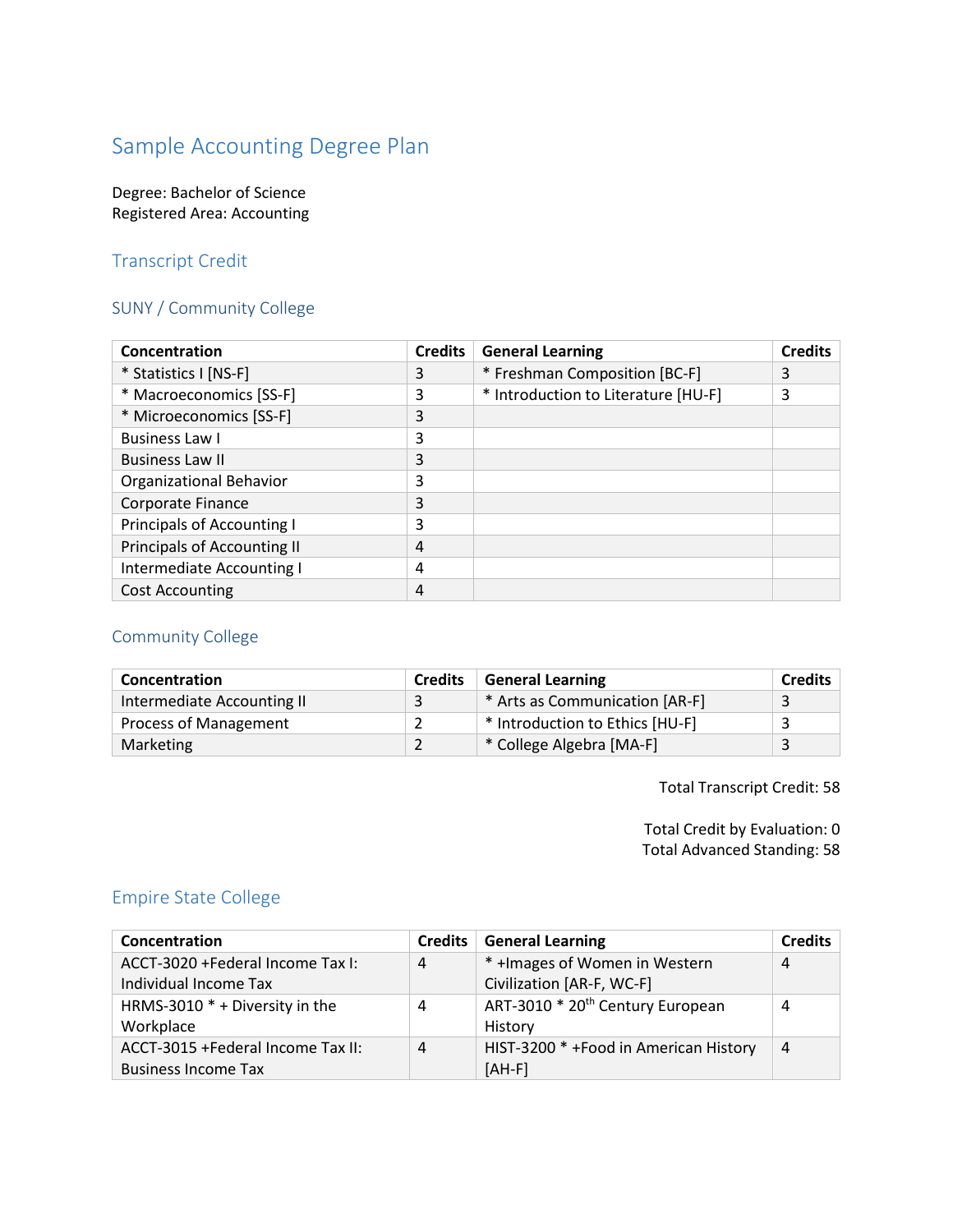# Sample Accounting Degree Plan

Degree: Bachelor of Science
Registered Area: Accounting

## Transcript Credit

### SUNY / Community College

| Concentration | Credits | General Learning | Credits |
|---|---|---|---|
| * Statistics I [NS-F] | 3 | * Freshman Composition [BC-F] | 3 |
| * Macroeconomics [SS-F] | 3 | * Introduction to Literature [HU-F] | 3 |
| * Microeconomics [SS-F] | 3 | | |
| Business Law I | 3 | | |
| Business Law II | 3 | | |
| Organizational Behavior | 3 | | |
| Corporate Finance | 3 | | |
| Principals of Accounting I | 3 | | |
| Principals of Accounting II | 4 | | |
| Intermediate Accounting I | 4 | | |
| Cost Accounting | 4 | | |

### Community College

| Concentration | Credits | General Learning | Credits |
|---|---|---|---|
| Intermediate Accounting II | 3 | * Arts as Communication [AR-F] | 3 |
| Process of Management | 2 | * Introduction to Ethics [HU-F] | 3 |
| Marketing | 2 | * College Algebra [MA-F] | 3 |

Total Transcript Credit: 58

Total Credit by Evaluation: 0
Total Advanced Standing: 58

### Empire State College

| Concentration | Credits | General Learning | Credits |
|---|---|---|---|
| ACCT-3020 +Federal Income Tax I: Individual Income Tax | 4 | * +Images of Women in Western Civilization [AR-F, WC-F] | 4 |
| HRMS-3010 * + Diversity in the Workplace | 4 | ART-3010 * 20th Century European History | 4 |
| ACCT-3015 +Federal Income Tax II: Business Income Tax | 4 | HIST-3200 * +Food in American History [AH-F] | 4 |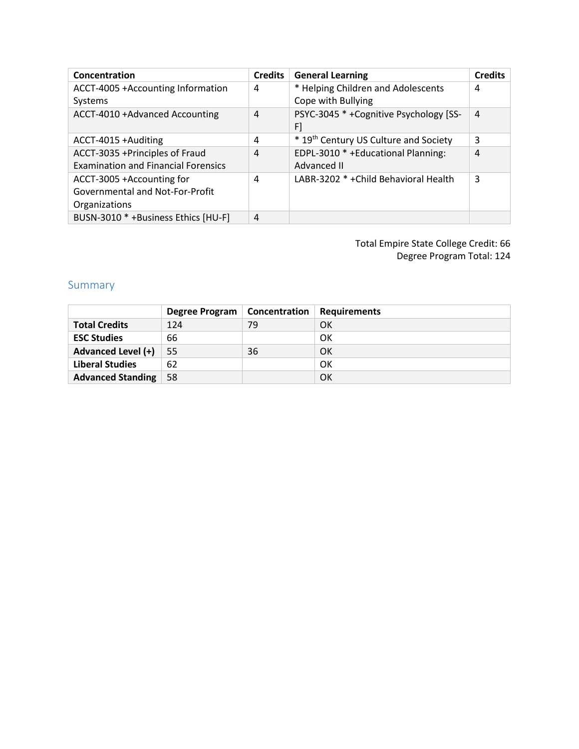| Concentration | Credits | General Learning | Credits |
| --- | --- | --- | --- |
| ACCT-4005 +Accounting Information Systems | 4 | * Helping Children and Adolescents Cope with Bullying | 4 |
| ACCT-4010 +Advanced Accounting | 4 | PSYC-3045 * +Cognitive Psychology [SS-F] | 4 |
| ACCT-4015 +Auditing | 4 | * 19th Century US Culture and Society | 3 |
| ACCT-3035 +Principles of Fraud Examination and Financial Forensics | 4 | EDPL-3010 * +Educational Planning: Advanced II | 4 |
| ACCT-3005 +Accounting for Governmental and Not-For-Profit Organizations | 4 | LABR-3202 * +Child Behavioral Health | 3 |
| BUSN-3010 * +Business Ethics [HU-F] | 4 | | |

Total Empire State College Credit: 66
Degree Program Total: 124

## Summary

| | Degree Program | Concentration | Requirements |
| --- | --- | --- | --- |
| **Total Credits** | 124 | 79 | OK |
| **ESC Studies** | 66 | | OK |
| **Advanced Level (+)** | 55 | 36 | OK |
| **Liberal Studies** | 62 | | OK |
| **Advanced Standing** | 58 | | OK |